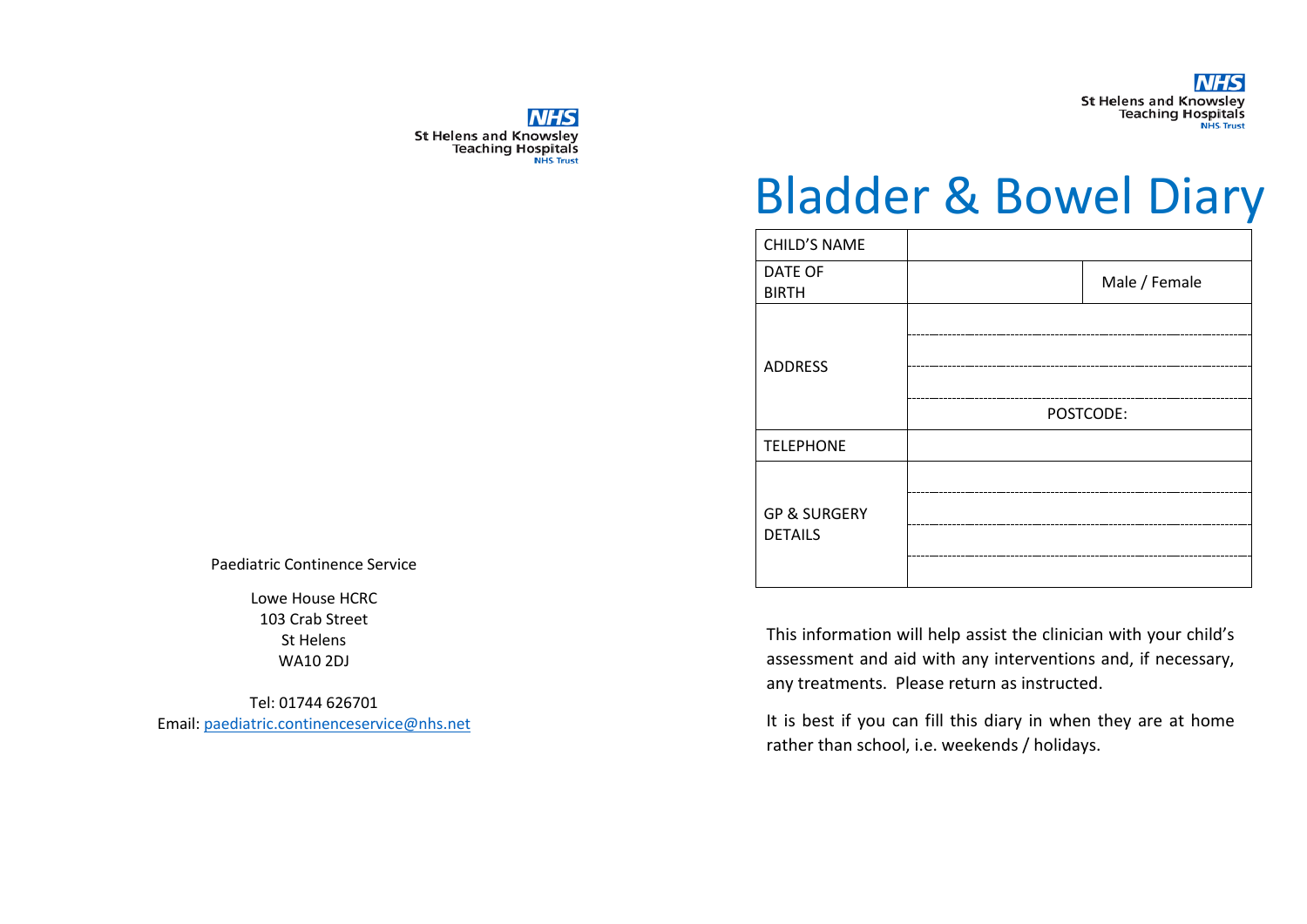NHS
St Helens and Knowsley Teaching Hospitals
NHS Trust

Paediatric Continence Service

Lowe House HCRC
103 Crab Street
St Helens
WA10 2DJ

Tel: 01744 626701
Email: paediatric.continenceservice@nhs.net

NHS
St Helens and Knowsley Teaching Hospitals
NHS Trust

# Bladder & Bowel Diary

| CHILD'S NAME | | |
|---|---|---|
| DATE OF BIRTH | | Male / Female |
| ADDRESS | | |
| | | |
| | | |
| | POSTCODE: | |
| TELEPHONE | | |
| GP & SURGERY DETAILS | | |
| | | |
| | | |
| | | |

This information will help assist the clinician with your child's assessment and aid with any interventions and, if necessary, any treatments. Please return as instructed.

It is best if you can fill this diary in when they are at home rather than school, i.e. weekends / holidays.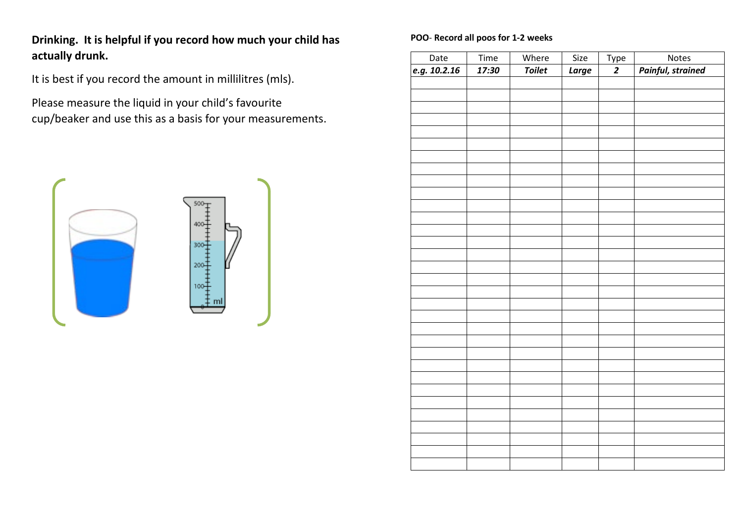**Drinking. It is helpful if you record how much your child has actually drunk.**

It is best if you record the amount in millilitres (mls).

Please measure the liquid in your child's favourite cup/beaker and use this as a basis for your measurements.

**POO- Record all poos for 1-2 weeks**

| Date | Time | Where | Size | Type | Notes |
|---|---|---|---|---|---|
| ***e.g. 10.2.16*** | ***17:30*** | ***Toilet*** | ***Large*** | ***2*** | ***Painful, strained*** |
| | | | | | |
| | | | | | |
| | | | | | |
| | | | | | |
| | | | | | |
| | | | | | |
| | | | | | |
| | | | | | |
| | | | | | |
| | | | | | |
| | | | | | |
| | | | | | |
| | | | | | |
| | | | | | |
| | | | | | |
| | | | | | |
| | | | | | |
| | | | | | |
| | | | | | |
| | | | | | |
| | | | | | |
| | | | | | |
| | | | | | |
| | | | | | |
| | | | | | |
| | | | | | |
| | | | | | |
| | | | | | |
| | | | | | |
| | | | | | |
| | | | | | |
| | | | | | |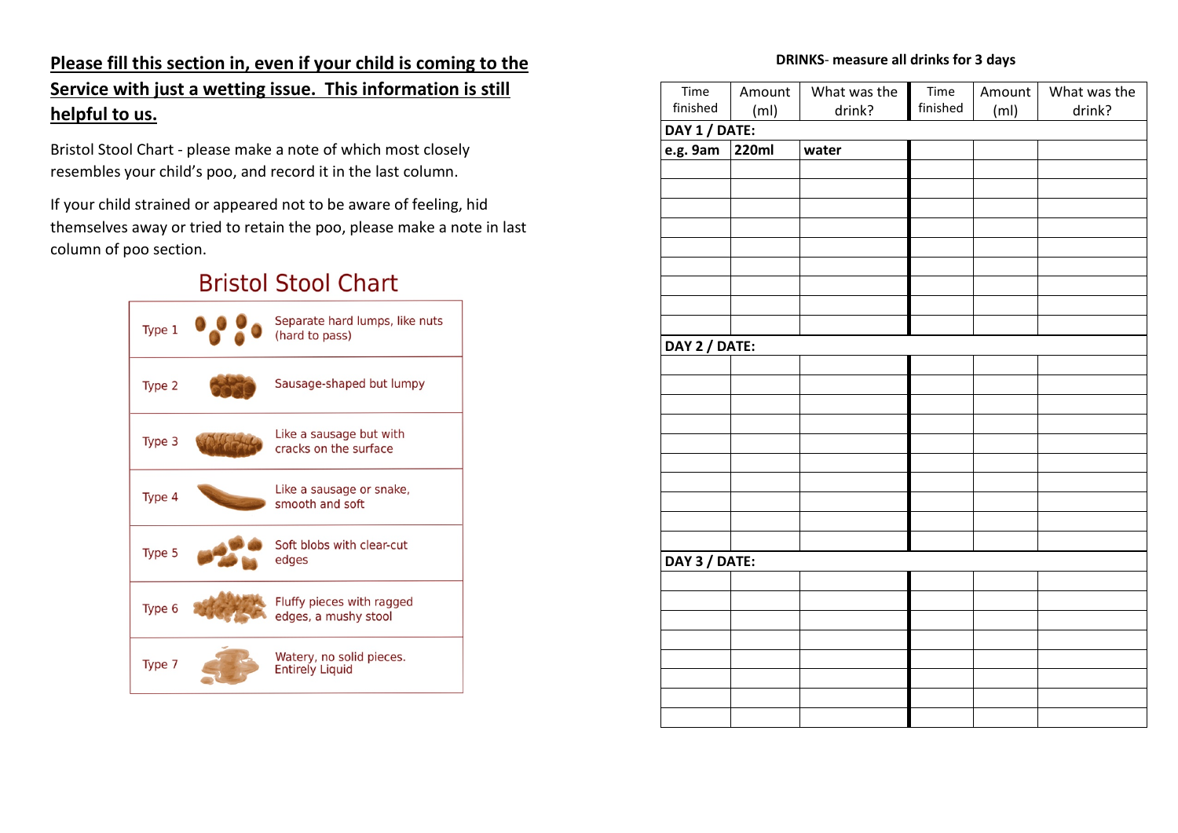**Please fill this section in, even if your child is coming to the Service with just a wetting issue. This information is still helpful to us.**

Bristol Stool Chart - please make a note of which most closely resembles your child's poo, and record it in the last column.

If your child strained or appeared not to be aware of feeling, hid themselves away or tried to retain the poo, please make a note in last column of poo section.

## Bristol Stool Chart

| | |
|---|---|
| Type 1 | Separate hard lumps, like nuts (hard to pass) |
| Type 2 | Sausage-shaped but lumpy |
| Type 3 | Like a sausage but with cracks on the surface |
| Type 4 | Like a sausage or snake, smooth and soft |
| Type 5 | Soft blobs with clear-cut edges |
| Type 6 | Fluffy pieces with ragged edges, a mushy stool |
| Type 7 | Watery, no solid pieces. Entirely Liquid |

**DRINKS- measure all drinks for 3 days**

| Time finished | Amount (ml) | What was the drink? | Time finished | Amount (ml) | What was the drink? |
|---|---|---|---|---|---|
| **DAY 1 / DATE:** | | | | | |
| **e.g. 9am** | **220ml** | **water** | | | |
| | | | | | |
| | | | | | |
| | | | | | |
| | | | | | |
| | | | | | |
| | | | | | |
| | | | | | |
| | | | | | |
| | | | | | |
| **DAY 2 / DATE:** | | | | | |
| | | | | | |
| | | | | | |
| | | | | | |
| | | | | | |
| | | | | | |
| | | | | | |
| | | | | | |
| | | | | | |
| | | | | | |
| | | | | | |
| **DAY 3 / DATE:** | | | | | |
| | | | | | |
| | | | | | |
| | | | | | |
| | | | | | |
| | | | | | |
| | | | | | |
| | | | | | |
| | | | | | |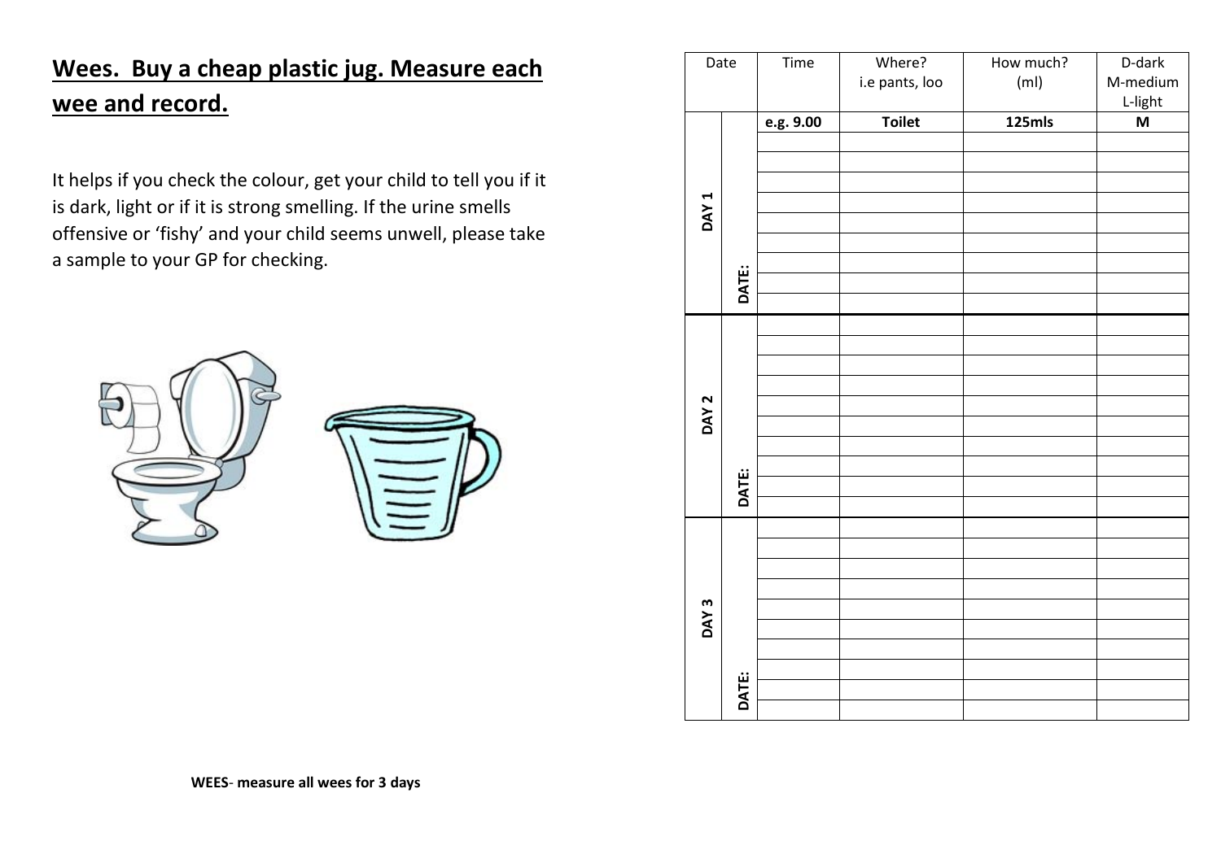## Wees. Buy a cheap plastic jug. Measure each wee and record.

It helps if you check the colour, get your child to tell you if it is dark, light or if it is strong smelling. If the urine smells offensive or 'fishy' and your child seems unwell, please take a sample to your GP for checking.

**WEES**- **measure all wees for 3 days**

| Date | | Time | Where? i.e pants, loo | How much? (ml) | D-dark M-medium L-light |
|---|---|---|---|---|---|
| DAY 1 | DATE: | **e.g. 9.00** | **Toilet** | **125mls** | **M** |
| | | | | | |
| | | | | | |
| | | | | | |
| | | | | | |
| | | | | | |
| | | | | | |
| | | | | | |
| | | | | | |
| | | | | | |
| DAY 2 | DATE: | | | | |
| | | | | | |
| | | | | | |
| | | | | | |
| | | | | | |
| | | | | | |
| | | | | | |
| | | | | | |
| | | | | | |
| | | | | | |
| DAY 3 | DATE: | | | | |
| | | | | | |
| | | | | | |
| | | | | | |
| | | | | | |
| | | | | | |
| | | | | | |
| | | | | | |
| | | | | | |
| | | | | | |